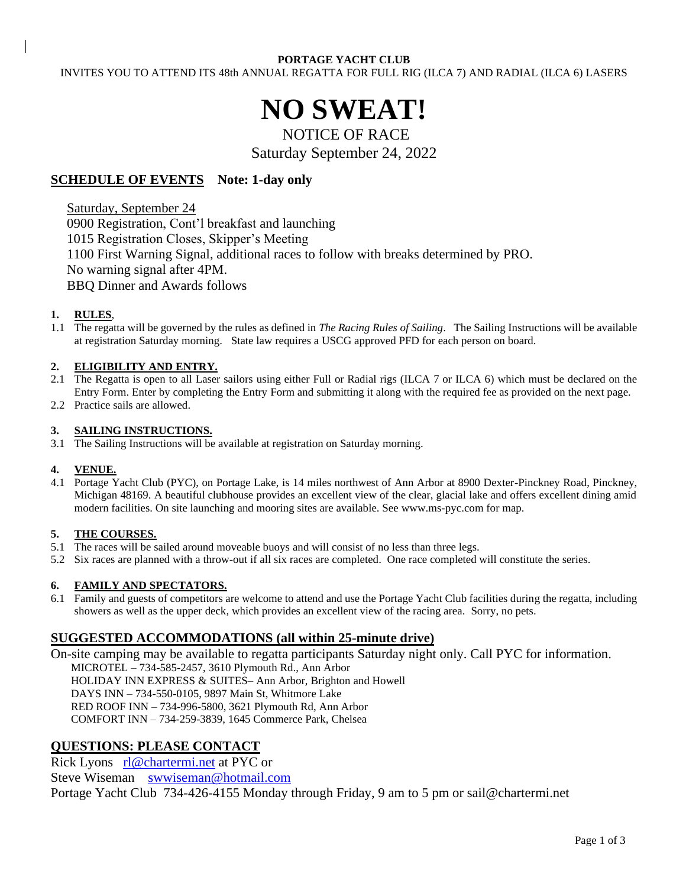**PORTAGE YACHT CLUB**

INVITES YOU TO ATTEND ITS 48th ANNUAL REGATTA FOR FULL RIG (ILCA 7) AND RADIAL (ILCA 6) LASERS

# NO SWEAT!

NOTICE OF RACE

Saturday September 24, 2022

## SCHEDULE OF EVENTS **Note: 1-day only**

Saturday, September 24

0900 Registration, Cont'l breakfast and launching

1015 Registration Closes, Skipper's Meeting

1100 First Warning Signal, additional races to follow with breaks determined by PRO.

No warning signal after 4PM.

BBQ Dinner and Awards follows

### 1. RULES,

1.1 The regatta will be governed by the rules as defined in *The Racing Rules of Sailing*. The Sailing Instructions will be available at registration Saturday morning. State law requires a USCG approved PFD for each person on board.

### 2. ELIGIBILITY AND ENTRY.

2.1 The Regatta is open to all Laser sailors using either Full or Radial rigs (ILCA 7 or ILCA 6) which must be declared on the Entry Form. Enter by completing the Entry Form and submitting it along with the required fee as provided on the next page.

2.2 Practice sails are allowed.

### 3. SAILING INSTRUCTIONS.

3.1 The Sailing Instructions will be available at registration on Saturday morning.

### 4. VENUE.

4.1 Portage Yacht Club (PYC), on Portage Lake, is 14 miles northwest of Ann Arbor at 8900 Dexter-Pinckney Road, Pinckney, Michigan 48169. A beautiful clubhouse provides an excellent view of the clear, glacial lake and offers excellent dining amid modern facilities. On site launching and mooring sites are available. See www.ms-pyc.com for map.

### 5. THE COURSES.

5.1 The races will be sailed around moveable buoys and will consist of no less than three legs.

5.2 Six races are planned with a throw-out if all six races are completed. One race completed will constitute the series.

### 6. FAMILY AND SPECTATORS.

6.1 Family and guests of competitors are welcome to attend and use the Portage Yacht Club facilities during the regatta, including showers as well as the upper deck, which provides an excellent view of the racing area. Sorry, no pets.

## SUGGESTED ACCOMMODATIONS (all within 25-minute drive)

On-site camping may be available to regatta participants Saturday night only. Call PYC for information.

MICROTEL – 734-585-2457, 3610 Plymouth Rd., Ann Arbor
HOLIDAY INN EXPRESS & SUITES– Ann Arbor, Brighton and Howell
DAYS INN – 734-550-0105, 9897 Main St, Whitmore Lake
RED ROOF INN – 734-996-5800, 3621 Plymouth Rd, Ann Arbor
COMFORT INN – 734-259-3839, 1645 Commerce Park, Chelsea

## QUESTIONS: PLEASE CONTACT

Rick Lyons rl@chartermi.net at PYC or

Steve Wiseman swwiseman@hotmail.com

Portage Yacht Club 734-426-4155 Monday through Friday, 9 am to 5 pm or sail@chartermi.net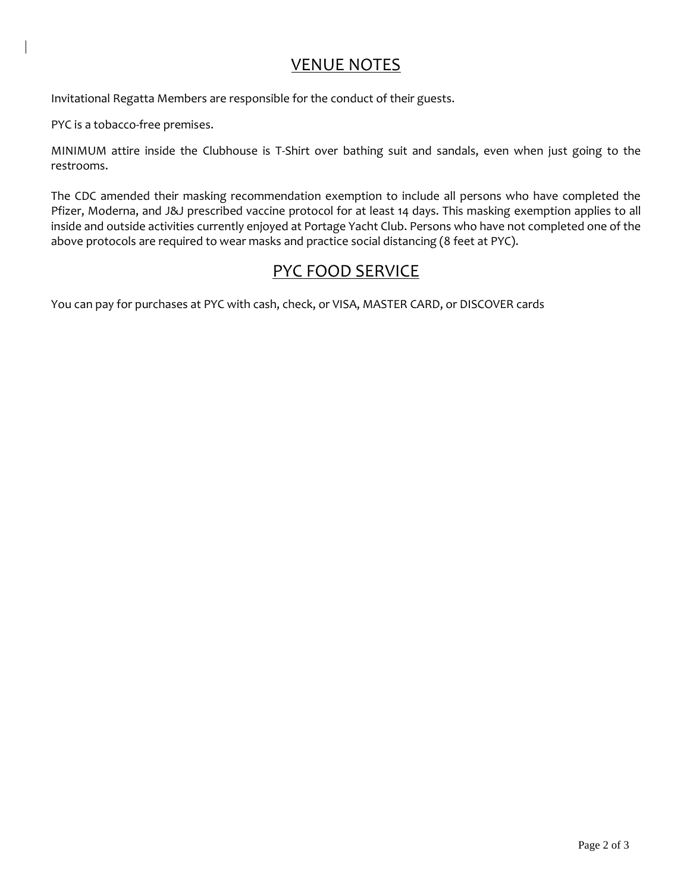## VENUE NOTES

Invitational Regatta Members are responsible for the conduct of their guests.

PYC is a tobacco-free premises.

MINIMUM attire inside the Clubhouse is T-Shirt over bathing suit and sandals, even when just going to the restrooms.

The CDC amended their masking recommendation exemption to include all persons who have completed the Pfizer, Moderna, and J&J prescribed vaccine protocol for at least 14 days. This masking exemption applies to all inside and outside activities currently enjoyed at Portage Yacht Club. Persons who have not completed one of the above protocols are required to wear masks and practice social distancing (8 feet at PYC).

## PYC FOOD SERVICE

You can pay for purchases at PYC with cash, check, or VISA, MASTER CARD, or DISCOVER cards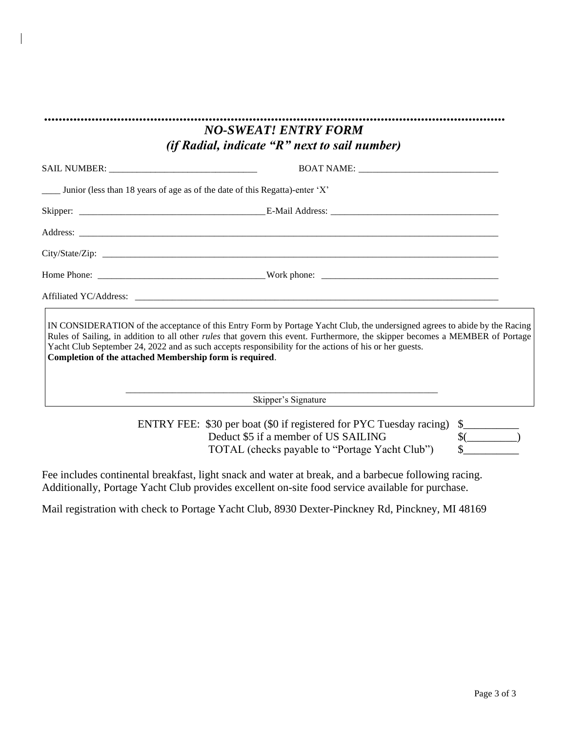.......................................................................................................................

## *NO-SWEAT! ENTRY FORM*

### *(if Radial, indicate "R" next to sail number)*

SAIL NUMBER: ________________________________ BOAT NAME: ______________________________

____ Junior (less than 18 years of age as of the date of this Regatta)-enter 'X'

Skipper: ________________________________________ E-Mail Address: ____________________________________

Address: ______________________________________________________________________________________________

City/State/Zip: ___________________________________________________________________________________________

Home Phone: ____________________________________ Work phone: ______________________________________

Affiliated YC/Address: ____________________________________________________________________________________

IN CONSIDERATION of the acceptance of this Entry Form by Portage Yacht Club, the undersigned agrees to abide by the Racing Rules of Sailing, in addition to all other *rules* that govern this event. Furthermore, the skipper becomes a MEMBER of Portage Yacht Club September 24, 2022 and as such accepts responsibility for the actions of his or her guests.
**Completion of the attached Membership form is required**.

__________________________________________________________________
Skipper's Signature

| | |
|---|---|
| ENTRY FEE: $30 per boat ($0 if registered for PYC Tuesday racing) | $__________ |
| Deduct $5 if a member of US SAILING | $(_________) |
| TOTAL (checks payable to "Portage Yacht Club") | $__________ |

Fee includes continental breakfast, light snack and water at break, and a barbecue following racing. Additionally, Portage Yacht Club provides excellent on-site food service available for purchase.

Mail registration with check to Portage Yacht Club, 8930 Dexter-Pinckney Rd, Pinckney, MI 48169